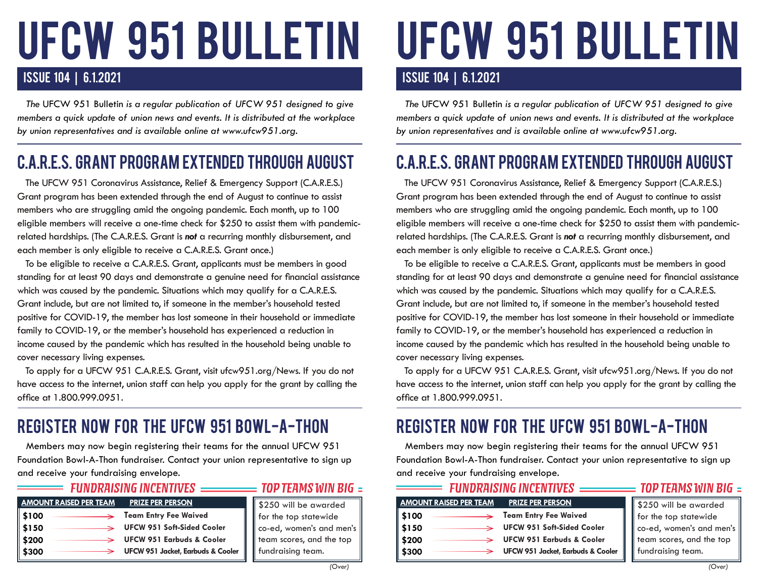# UFCW 951 BULLETIN

## ISSUE 104 | 6.1.2021

*The* UFCW 951 Bulletin *is a regular publication of UFCW 951 designed to give members a quick update of union news and events. It is distributed at the workplace by union representatives and is available online at www.ufcw951.org.*

## C.A.R.E.S. GRANT PROGRAM EXTENDED THROUGH AUGUST

The UFCW 951 Coronavirus Assistance, Relief & Emergency Support (C.A.R.E.S.) Grant program has been extended through the end of August to continue to assist members who are struggling amid the ongoing pandemic. Each month, up to 100 eligible members will receive a one-time check for $250 to assist them with pandemic-related hardships. (The C.A.R.E.S. Grant is ***not*** a recurring monthly disbursement, and each member is only eligible to receive a C.A.R.E.S. Grant once.)

To be eligible to receive a C.A.R.E.S. Grant, applicants must be members in good standing for at least 90 days and demonstrate a genuine need for financial assistance which was caused by the pandemic. Situations which may qualify for a C.A.R.E.S. Grant include, but are not limited to, if someone in the member's household tested positive for COVID-19, the member has lost someone in their household or immediate family to COVID-19, or the member's household has experienced a reduction in income caused by the pandemic which has resulted in the household being unable to cover necessary living expenses.

To apply for a UFCW 951 C.A.R.E.S. Grant, visit ufcw951.org/News. If you do not have access to the internet, union staff can help you apply for the grant by calling the office at 1.800.999.0951.

## REGISTER NOW FOR THE UFCW 951 BOWL-A-THON

Members may now begin registering their teams for the annual UFCW 951 Foundation Bowl-A-Thon fundraiser. Contact your union representative to sign up and receive your fundraising envelope.

### *FUNDRAISING INCENTIVES*

| AMOUNT RAISED PER TEAM | PRIZE PER PERSON |
|---|---|
| **$100** | **Team Entry Fee Waived** |
| **$150** | **UFCW 951 Soft-Sided Cooler** |
| **$200** | **UFCW 951 Earbuds & Cooler** |
| **$300** | **UFCW 951 Jacket, Earbuds & Cooler** |

### *TOP TEAMS WIN BIG*

$250 will be awarded for the top statewide co-ed, women's and men's team scores, and the top fundraising team.

*(Over)*

# UFCW 951 BULLETIN

## ISSUE 104 | 6.1.2021

*The* UFCW 951 Bulletin *is a regular publication of UFCW 951 designed to give members a quick update of union news and events. It is distributed at the workplace by union representatives and is available online at www.ufcw951.org.*

## C.A.R.E.S. GRANT PROGRAM EXTENDED THROUGH AUGUST

The UFCW 951 Coronavirus Assistance, Relief & Emergency Support (C.A.R.E.S.) Grant program has been extended through the end of August to continue to assist members who are struggling amid the ongoing pandemic. Each month, up to 100 eligible members will receive a one-time check for $250 to assist them with pandemic-related hardships. (The C.A.R.E.S. Grant is ***not*** a recurring monthly disbursement, and each member is only eligible to receive a C.A.R.E.S. Grant once.)

To be eligible to receive a C.A.R.E.S. Grant, applicants must be members in good standing for at least 90 days and demonstrate a genuine need for financial assistance which was caused by the pandemic. Situations which may qualify for a C.A.R.E.S. Grant include, but are not limited to, if someone in the member's household tested positive for COVID-19, the member has lost someone in their household or immediate family to COVID-19, or the member's household has experienced a reduction in income caused by the pandemic which has resulted in the household being unable to cover necessary living expenses.

To apply for a UFCW 951 C.A.R.E.S. Grant, visit ufcw951.org/News. If you do not have access to the internet, union staff can help you apply for the grant by calling the office at 1.800.999.0951.

## REGISTER NOW FOR THE UFCW 951 BOWL-A-THON

Members may now begin registering their teams for the annual UFCW 951 Foundation Bowl-A-Thon fundraiser. Contact your union representative to sign up and receive your fundraising envelope.

### *FUNDRAISING INCENTIVES*

| AMOUNT RAISED PER TEAM | PRIZE PER PERSON |
|---|---|
| **$100** | **Team Entry Fee Waived** |
| **$150** | **UFCW 951 Soft-Sided Cooler** |
| **$200** | **UFCW 951 Earbuds & Cooler** |
| **$300** | **UFCW 951 Jacket, Earbuds & Cooler** |

### *TOP TEAMS WIN BIG*

$250 will be awarded for the top statewide co-ed, women's and men's team scores, and the top fundraising team.

*(Over)*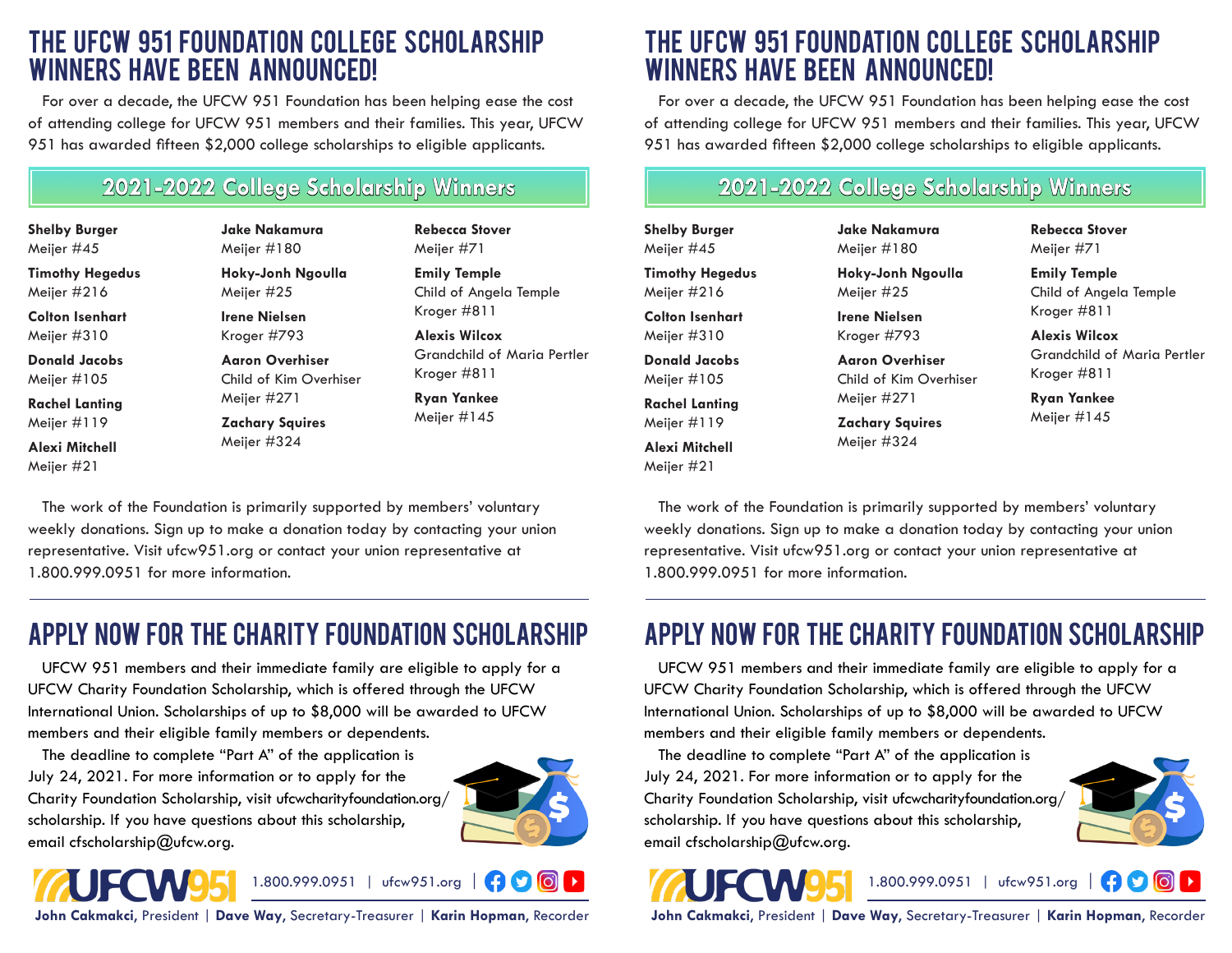# THE UFCW 951 FOUNDATION COLLEGE SCHOLARSHIP WINNERS HAVE BEEN ANNOUNCED!

For over a decade, the UFCW 951 Foundation has been helping ease the cost of attending college for UFCW 951 members and their families. This year, UFCW 951 has awarded fifteen $2,000 college scholarships to eligible applicants.

## 2021-2022 College Scholarship Winners

**Shelby Burger**
Meijer #45

**Timothy Hegedus**
Meijer #216

**Colton Isenhart**
Meijer #310

**Donald Jacobs**
Meijer #105

**Rachel Lanting**
Meijer #119

**Alexi Mitchell**
Meijer #21

**Jake Nakamura**
Meijer #180

**Hoky-Jonh Ngoulla**
Meijer #25

**Irene Nielsen**
Kroger #793

**Aaron Overhiser**
Child of Kim Overhiser
Meijer #271

**Zachary Squires**
Meijer #324

**Rebecca Stover**
Meijer #71

**Emily Temple**
Child of Angela Temple
Kroger #811

**Alexis Wilcox**
Grandchild of Maria Pertler
Kroger #811

**Ryan Yankee**
Meijer #145

The work of the Foundation is primarily supported by members' voluntary weekly donations. Sign up to make a donation today by contacting your union representative. Visit ufcw951.org or contact your union representative at 1.800.999.0951 for more information.

---

# APPLY NOW FOR THE CHARITY FOUNDATION SCHOLARSHIP

UFCW 951 members and their immediate family are eligible to apply for a UFCW Charity Foundation Scholarship, which is offered through the UFCW International Union. Scholarships of up to $8,000 will be awarded to UFCW members and their eligible family members or dependents.

The deadline to complete "Part A" of the application is July 24, 2021. For more information or to apply for the Charity Foundation Scholarship, visit ufcwcharityfoundation.org/scholarship. If you have questions about this scholarship, email cfscholarship@ufcw.org.

UFCW 951 | 1.800.999.0951 | ufcw951.org

**John Cakmakci**, President | **Dave Way**, Secretary-Treasurer | **Karin Hopman**, Recorder

---

# THE UFCW 951 FOUNDATION COLLEGE SCHOLARSHIP WINNERS HAVE BEEN ANNOUNCED!

For over a decade, the UFCW 951 Foundation has been helping ease the cost of attending college for UFCW 951 members and their families. This year, UFCW 951 has awarded fifteen $2,000 college scholarships to eligible applicants.

## 2021-2022 College Scholarship Winners

**Shelby Burger**
Meijer #45

**Timothy Hegedus**
Meijer #216

**Colton Isenhart**
Meijer #310

**Donald Jacobs**
Meijer #105

**Rachel Lanting**
Meijer #119

**Alexi Mitchell**
Meijer #21

**Jake Nakamura**
Meijer #180

**Hoky-Jonh Ngoulla**
Meijer #25

**Irene Nielsen**
Kroger #793

**Aaron Overhiser**
Child of Kim Overhiser
Meijer #271

**Zachary Squires**
Meijer #324

**Rebecca Stover**
Meijer #71

**Emily Temple**
Child of Angela Temple
Kroger #811

**Alexis Wilcox**
Grandchild of Maria Pertler
Kroger #811

**Ryan Yankee**
Meijer #145

The work of the Foundation is primarily supported by members' voluntary weekly donations. Sign up to make a donation today by contacting your union representative. Visit ufcw951.org or contact your union representative at 1.800.999.0951 for more information.

---

# APPLY NOW FOR THE CHARITY FOUNDATION SCHOLARSHIP

UFCW 951 members and their immediate family are eligible to apply for a UFCW Charity Foundation Scholarship, which is offered through the UFCW International Union. Scholarships of up to $8,000 will be awarded to UFCW members and their eligible family members or dependents.

The deadline to complete "Part A" of the application is July 24, 2021. For more information or to apply for the Charity Foundation Scholarship, visit ufcwcharityfoundation.org/scholarship. If you have questions about this scholarship, email cfscholarship@ufcw.org.

UFCW 951 | 1.800.999.0951 | ufcw951.org

**John Cakmakci**, President | **Dave Way**, Secretary-Treasurer | **Karin Hopman**, Recorder